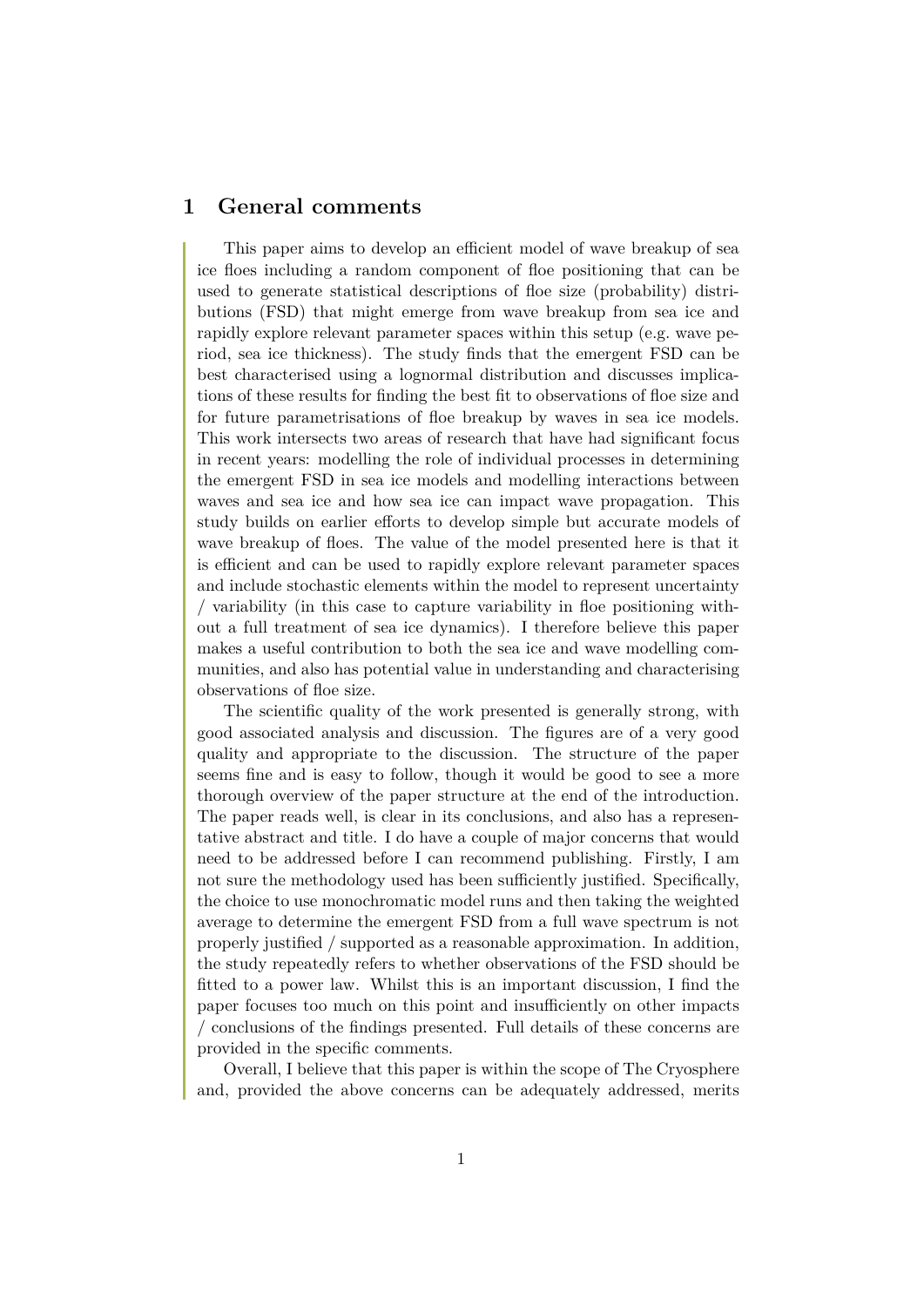# 1 General comments

This paper aims to develop an efficient model of wave breakup of sea ice floes including a random component of floe positioning that can be used to generate statistical descriptions of floe size (probability) distributions (FSD) that might emerge from wave breakup from sea ice and rapidly explore relevant parameter spaces within this setup (e.g. wave period, sea ice thickness). The study finds that the emergent FSD can be best characterised using a lognormal distribution and discusses implications of these results for finding the best fit to observations of floe size and for future parametrisations of floe breakup by waves in sea ice models. This work intersects two areas of research that have had significant focus in recent years: modelling the role of individual processes in determining the emergent FSD in sea ice models and modelling interactions between waves and sea ice and how sea ice can impact wave propagation. This study builds on earlier efforts to develop simple but accurate models of wave breakup of floes. The value of the model presented here is that it is efficient and can be used to rapidly explore relevant parameter spaces and include stochastic elements within the model to represent uncertainty / variability (in this case to capture variability in floe positioning without a full treatment of sea ice dynamics). I therefore believe this paper makes a useful contribution to both the sea ice and wave modelling communities, and also has potential value in understanding and characterising observations of floe size.

The scientific quality of the work presented is generally strong, with good associated analysis and discussion. The figures are of a very good quality and appropriate to the discussion. The structure of the paper seems fine and is easy to follow, though it would be good to see a more thorough overview of the paper structure at the end of the introduction. The paper reads well, is clear in its conclusions, and also has a representative abstract and title. I do have a couple of major concerns that would need to be addressed before I can recommend publishing. Firstly, I am not sure the methodology used has been sufficiently justified. Specifically, the choice to use monochromatic model runs and then taking the weighted average to determine the emergent FSD from a full wave spectrum is not properly justified / supported as a reasonable approximation. In addition, the study repeatedly refers to whether observations of the FSD should be fitted to a power law. Whilst this is an important discussion, I find the paper focuses too much on this point and insufficiently on other impacts / conclusions of the findings presented. Full details of these concerns are provided in the specific comments.

Overall, I believe that this paper is within the scope of The Cryosphere and, provided the above concerns can be adequately addressed, merits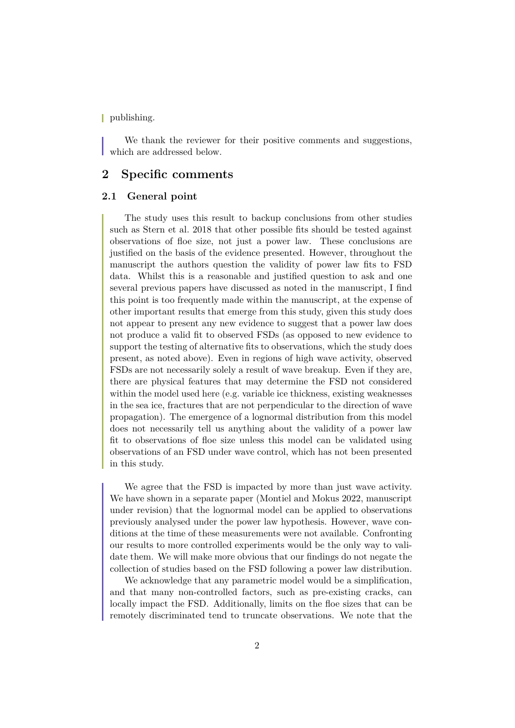publishing.

We thank the reviewer for their positive comments and suggestions, which are addressed below.

## 2 Specific comments

### 2.1 General point

The study uses this result to backup conclusions from other studies such as Stern et al. 2018 that other possible fits should be tested against observations of floe size, not just a power law. These conclusions are justified on the basis of the evidence presented. However, throughout the manuscript the authors question the validity of power law fits to FSD data. Whilst this is a reasonable and justified question to ask and one several previous papers have discussed as noted in the manuscript, I find this point is too frequently made within the manuscript, at the expense of other important results that emerge from this study, given this study does not appear to present any new evidence to suggest that a power law does not produce a valid fit to observed FSDs (as opposed to new evidence to support the testing of alternative fits to observations, which the study does present, as noted above). Even in regions of high wave activity, observed FSDs are not necessarily solely a result of wave breakup. Even if they are, there are physical features that may determine the FSD not considered within the model used here (e.g. variable ice thickness, existing weaknesses in the sea ice, fractures that are not perpendicular to the direction of wave propagation). The emergence of a lognormal distribution from this model does not necessarily tell us anything about the validity of a power law fit to observations of floe size unless this model can be validated using observations of an FSD under wave control, which has not been presented in this study.

We agree that the FSD is impacted by more than just wave activity. We have shown in a separate paper (Montiel and Mokus 2022, manuscript under revision) that the lognormal model can be applied to observations previously analysed under the power law hypothesis. However, wave conditions at the time of these measurements were not available. Confronting our results to more controlled experiments would be the only way to validate them. We will make more obvious that our findings do not negate the collection of studies based on the FSD following a power law distribution.

We acknowledge that any parametric model would be a simplification, and that many non-controlled factors, such as pre-existing cracks, can locally impact the FSD. Additionally, limits on the floe sizes that can be remotely discriminated tend to truncate observations. We note that the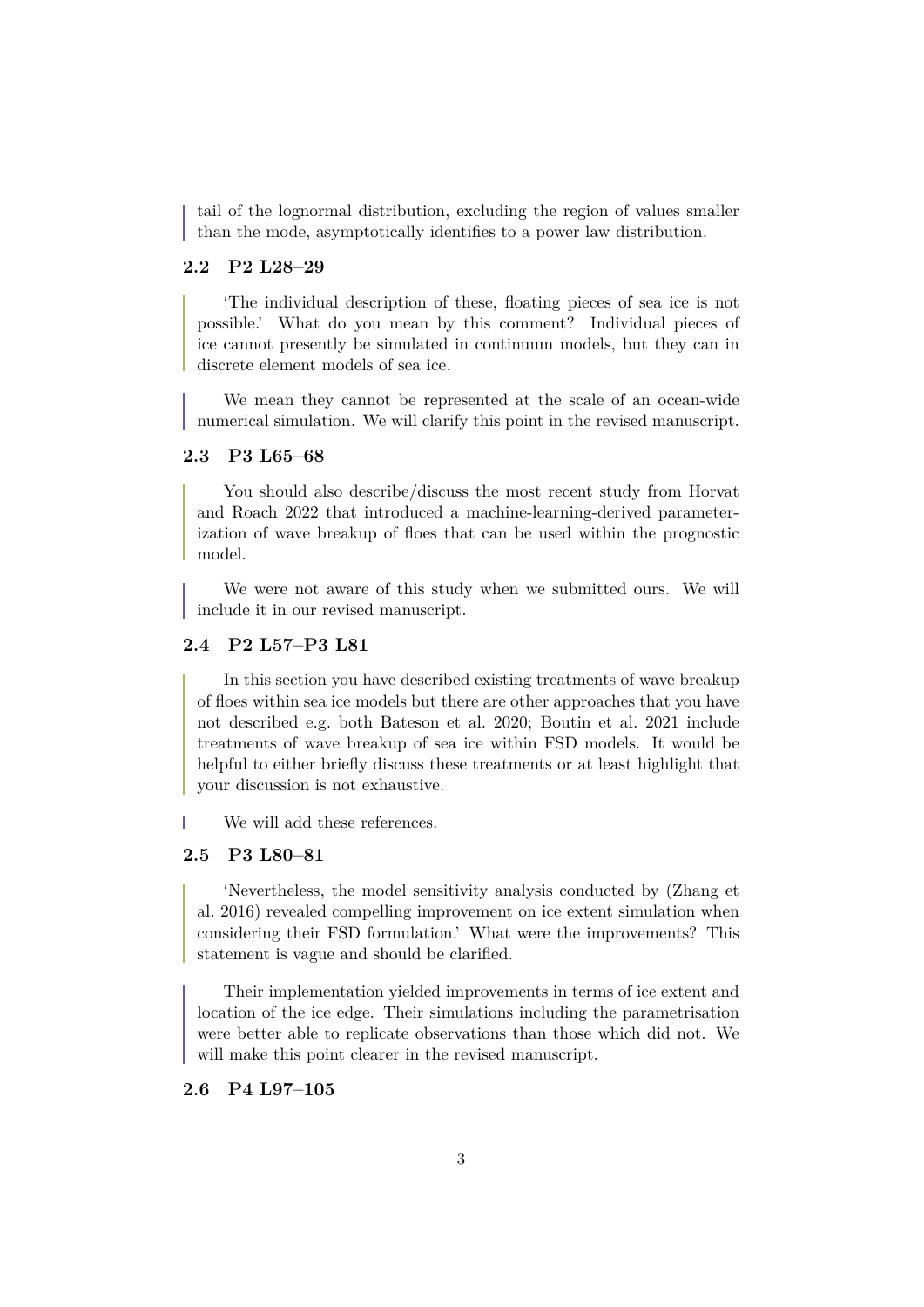tail of the lognormal distribution, excluding the region of values smaller than the mode, asymptotically identifies to a power law distribution.

### 2.2 P2 L28–29

'The individual description of these, floating pieces of sea ice is not possible.' What do you mean by this comment? Individual pieces of ice cannot presently be simulated in continuum models, but they can in discrete element models of sea ice.

We mean they cannot be represented at the scale of an ocean-wide numerical simulation. We will clarify this point in the revised manuscript.

### 2.3 P3 L65–68

You should also describe/discuss the most recent study from Horvat and Roach 2022 that introduced a machine-learning-derived parameterization of wave breakup of floes that can be used within the prognostic model.

We were not aware of this study when we submitted ours. We will include it in our revised manuscript.

### 2.4 P2 L57–P3 L81

In this section you have described existing treatments of wave breakup of floes within sea ice models but there are other approaches that you have not described e.g. both Bateson et al. 2020; Boutin et al. 2021 include treatments of wave breakup of sea ice within FSD models. It would be helpful to either briefly discuss these treatments or at least highlight that your discussion is not exhaustive.

We will add these references.

### 2.5 P3 L80–81

'Nevertheless, the model sensitivity analysis conducted by (Zhang et al. 2016) revealed compelling improvement on ice extent simulation when considering their FSD formulation.' What were the improvements? This statement is vague and should be clarified.

Their implementation yielded improvements in terms of ice extent and location of the ice edge. Their simulations including the parametrisation were better able to replicate observations than those which did not. We will make this point clearer in the revised manuscript.

### 2.6 P4 L97–105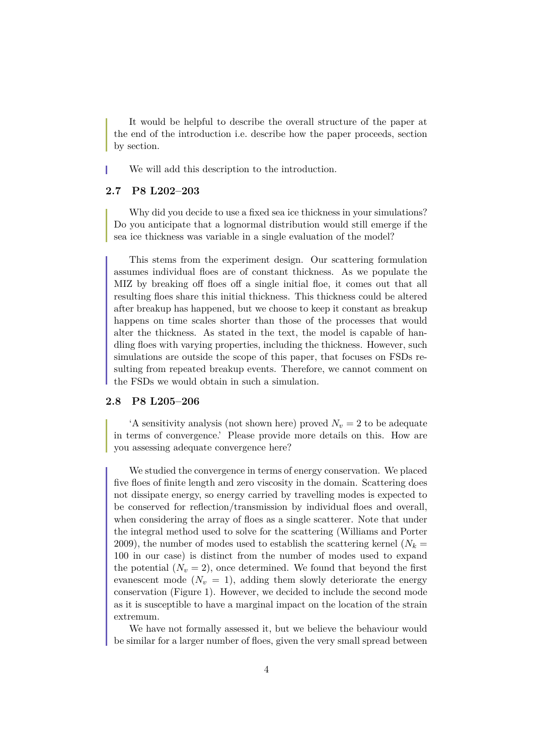It would be helpful to describe the overall structure of the paper at the end of the introduction i.e. describe how the paper proceeds, section by section.

We will add this description to the introduction.

### 2.7 P8 L202–203

Why did you decide to use a fixed sea ice thickness in your simulations? Do you anticipate that a lognormal distribution would still emerge if the sea ice thickness was variable in a single evaluation of the model?

This stems from the experiment design. Our scattering formulation assumes individual floes are of constant thickness. As we populate the MIZ by breaking off floes off a single initial floe, it comes out that all resulting floes share this initial thickness. This thickness could be altered after breakup has happened, but we choose to keep it constant as breakup happens on time scales shorter than those of the processes that would alter the thickness. As stated in the text, the model is capable of handling floes with varying properties, including the thickness. However, such simulations are outside the scope of this paper, that focuses on FSDs resulting from repeated breakup events. Therefore, we cannot comment on the FSDs we would obtain in such a simulation.

### 2.8 P8 L205–206

'A sensitivity analysis (not shown here) proved $N_v = 2$ to be adequate in terms of convergence.' Please provide more details on this. How are you assessing adequate convergence here?

We studied the convergence in terms of energy conservation. We placed five floes of finite length and zero viscosity in the domain. Scattering does not dissipate energy, so energy carried by travelling modes is expected to be conserved for reflection/transmission by individual floes and overall, when considering the array of floes as a single scatterer. Note that under the integral method used to solve for the scattering (Williams and Porter 2009), the number of modes used to establish the scattering kernel ($N_k = 100$ in our case) is distinct from the number of modes used to expand the potential ($N_v = 2$), once determined. We found that beyond the first evanescent mode ($N_v = 1$), adding them slowly deteriorate the energy conservation (Figure 1). However, we decided to include the second mode as it is susceptible to have a marginal impact on the location of the strain extremum.

We have not formally assessed it, but we believe the behaviour would be similar for a larger number of floes, given the very small spread between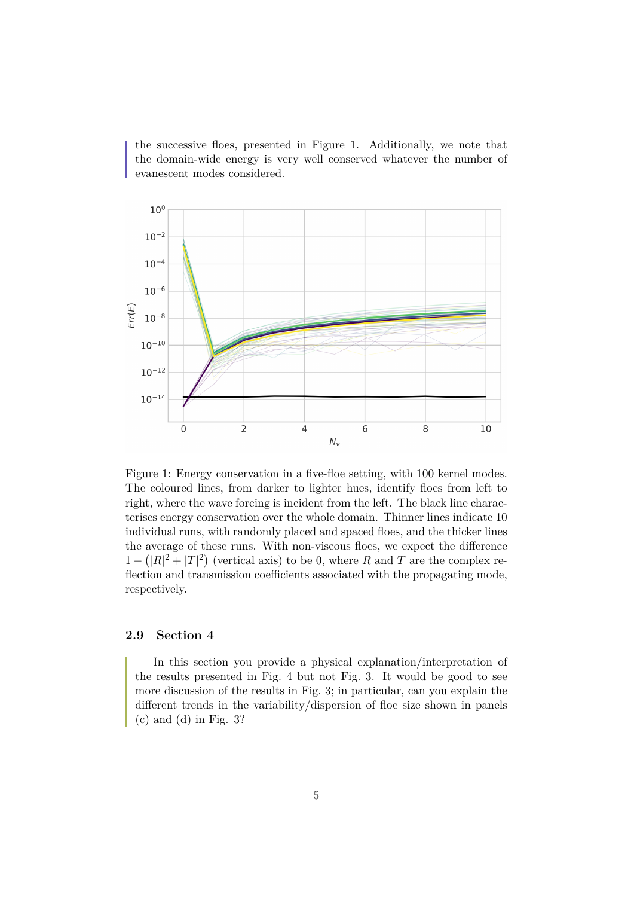the successive floes, presented in Figure 1. Additionally, we note that the domain-wide energy is very well conserved whatever the number of evanescent modes considered.

Figure 1: Energy conservation in a five-floe setting, with 100 kernel modes. The coloured lines, from darker to lighter hues, identify floes from left to right, where the wave forcing is incident from the left. The black line characterises energy conservation over the whole domain. Thinner lines indicate 10 individual runs, with randomly placed and spaced floes, and the thicker lines the average of these runs. With non-viscous floes, we expect the difference $1 - (|R|^2 + |T|^2)$ (vertical axis) to be 0, where $R$ and $T$ are the complex reflection and transmission coefficients associated with the propagating mode, respectively.

### 2.9 Section 4

In this section you provide a physical explanation/interpretation of the results presented in Fig. 4 but not Fig. 3. It would be good to see more discussion of the results in Fig. 3; in particular, can you explain the different trends in the variability/dispersion of floe size shown in panels (c) and (d) in Fig. 3?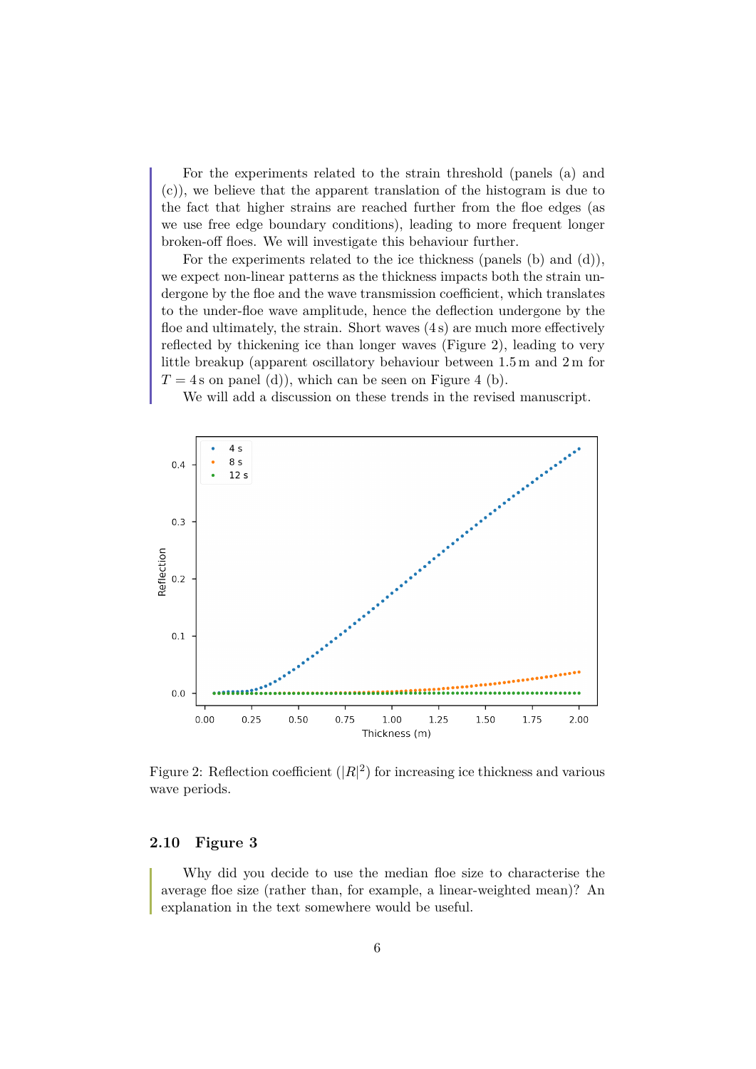For the experiments related to the strain threshold (panels (a) and (c)), we believe that the apparent translation of the histogram is due to the fact that higher strains are reached further from the floe edges (as we use free edge boundary conditions), leading to more frequent longer broken-off floes. We will investigate this behaviour further.

For the experiments related to the ice thickness (panels (b) and (d)), we expect non-linear patterns as the thickness impacts both the strain undergone by the floe and the wave transmission coefficient, which translates to the under-floe wave amplitude, hence the deflection undergone by the floe and ultimately, the strain. Short waves (4 s) are much more effectively reflected by thickening ice than longer waves (Figure 2), leading to very little breakup (apparent oscillatory behaviour between 1.5 m and 2 m for $T = 4$ s on panel (d)), which can be seen on Figure 4 (b).

We will add a discussion on these trends in the revised manuscript.

Figure 2: Reflection coefficient ($|R|^2$) for increasing ice thickness and various wave periods.

### 2.10 Figure 3

Why did you decide to use the median floe size to characterise the average floe size (rather than, for example, a linear-weighted mean)? An explanation in the text somewhere would be useful.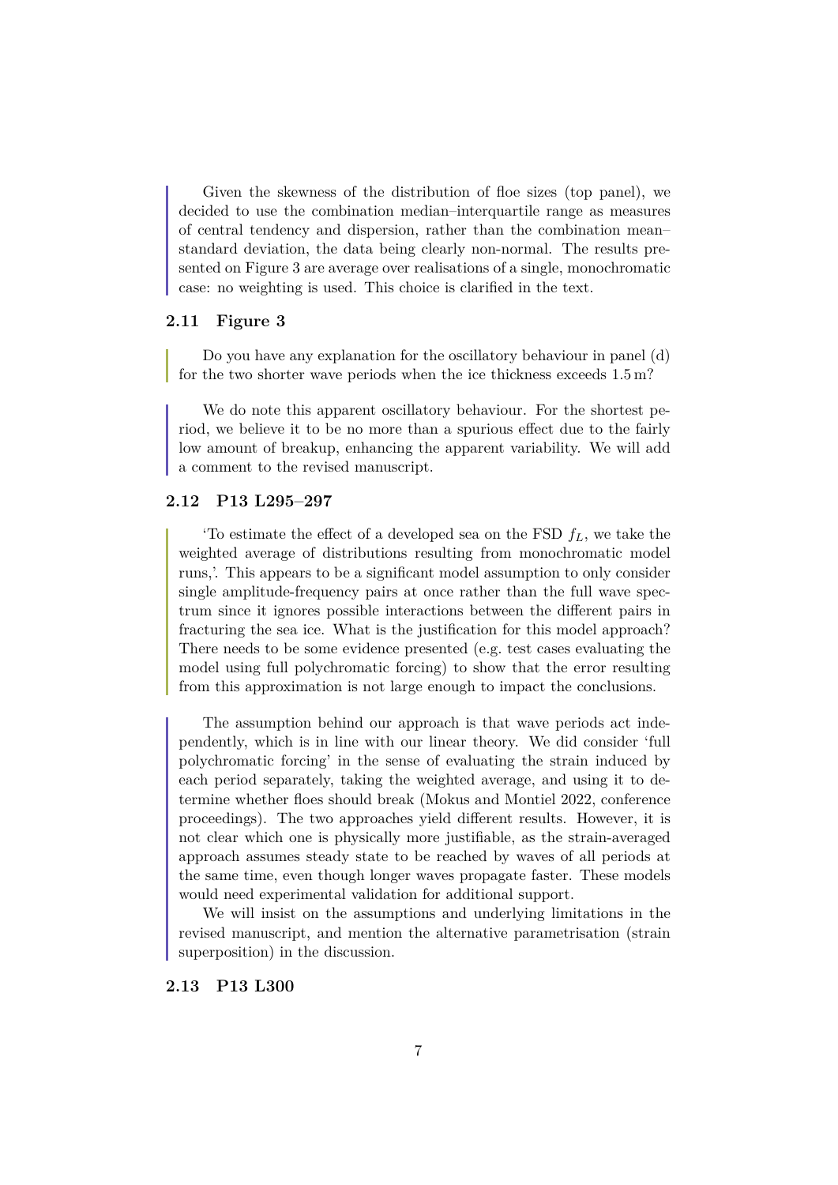Given the skewness of the distribution of floe sizes (top panel), we decided to use the combination median–interquartile range as measures of central tendency and dispersion, rather than the combination mean–standard deviation, the data being clearly non-normal. The results presented on Figure 3 are average over realisations of a single, monochromatic case: no weighting is used. This choice is clarified in the text.

### 2.11 Figure 3

Do you have any explanation for the oscillatory behaviour in panel (d) for the two shorter wave periods when the ice thickness exceeds 1.5 m?

We do note this apparent oscillatory behaviour. For the shortest period, we believe it to be no more than a spurious effect due to the fairly low amount of breakup, enhancing the apparent variability. We will add a comment to the revised manuscript.

### 2.12 P13 L295–297

'To estimate the effect of a developed sea on the FSD $f_L$, we take the weighted average of distributions resulting from monochromatic model runs,'. This appears to be a significant model assumption to only consider single amplitude-frequency pairs at once rather than the full wave spectrum since it ignores possible interactions between the different pairs in fracturing the sea ice. What is the justification for this model approach? There needs to be some evidence presented (e.g. test cases evaluating the model using full polychromatic forcing) to show that the error resulting from this approximation is not large enough to impact the conclusions.

The assumption behind our approach is that wave periods act independently, which is in line with our linear theory. We did consider 'full polychromatic forcing' in the sense of evaluating the strain induced by each period separately, taking the weighted average, and using it to determine whether floes should break (Mokus and Montiel 2022, conference proceedings). The two approaches yield different results. However, it is not clear which one is physically more justifiable, as the strain-averaged approach assumes steady state to be reached by waves of all periods at the same time, even though longer waves propagate faster. These models would need experimental validation for additional support.

We will insist on the assumptions and underlying limitations in the revised manuscript, and mention the alternative parametrisation (strain superposition) in the discussion.

### 2.13 P13 L300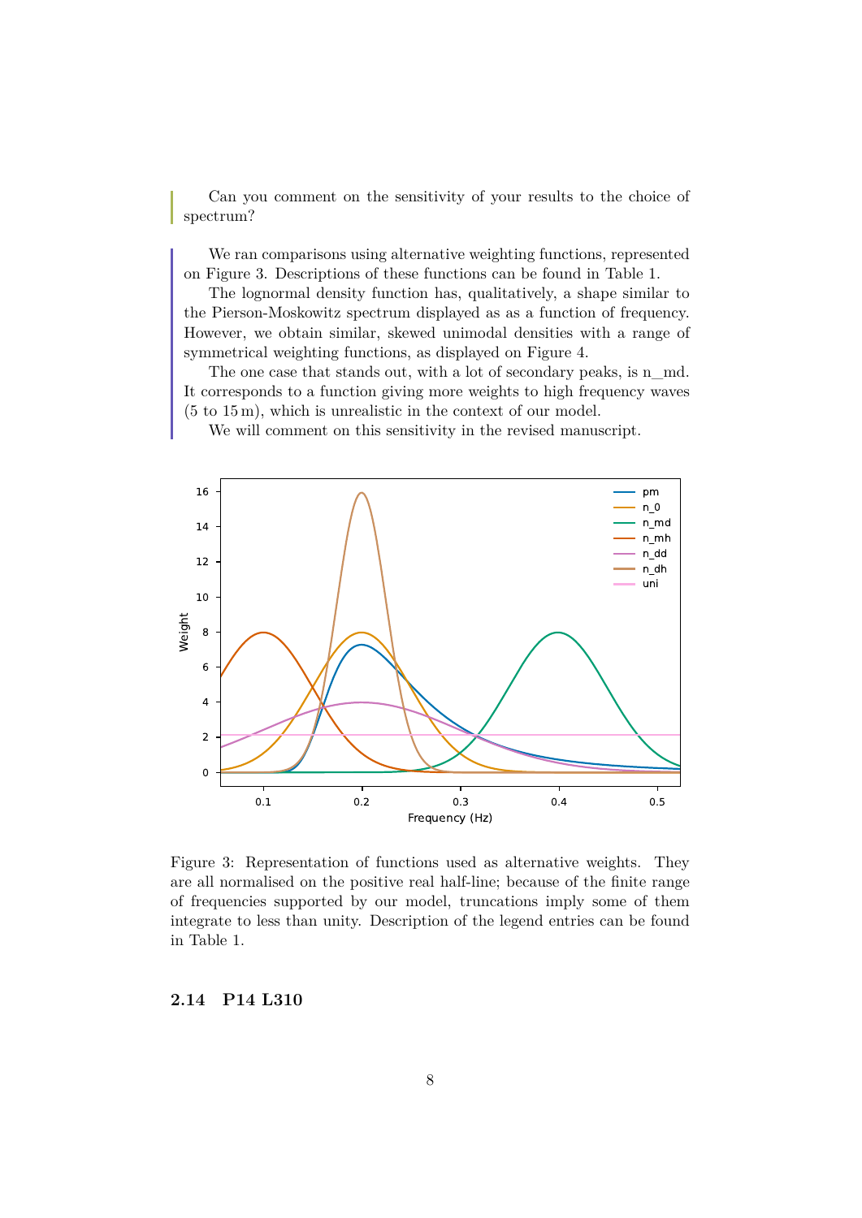Can you comment on the sensitivity of your results to the choice of spectrum?

We ran comparisons using alternative weighting functions, represented on Figure 3. Descriptions of these functions can be found in Table 1.

The lognormal density function has, qualitatively, a shape similar to the Pierson-Moskowitz spectrum displayed as as a function of frequency. However, we obtain similar, skewed unimodal densities with a range of symmetrical weighting functions, as displayed on Figure 4.

The one case that stands out, with a lot of secondary peaks, is n_md. It corresponds to a function giving more weights to high frequency waves (5 to 15 m), which is unrealistic in the context of our model.

We will comment on this sensitivity in the revised manuscript.

Figure 3: Representation of functions used as alternative weights. They are all normalised on the positive real half-line; because of the finite range of frequencies supported by our model, truncations imply some of them integrate to less than unity. Description of the legend entries can be found in Table 1.

### 2.14 P14 L310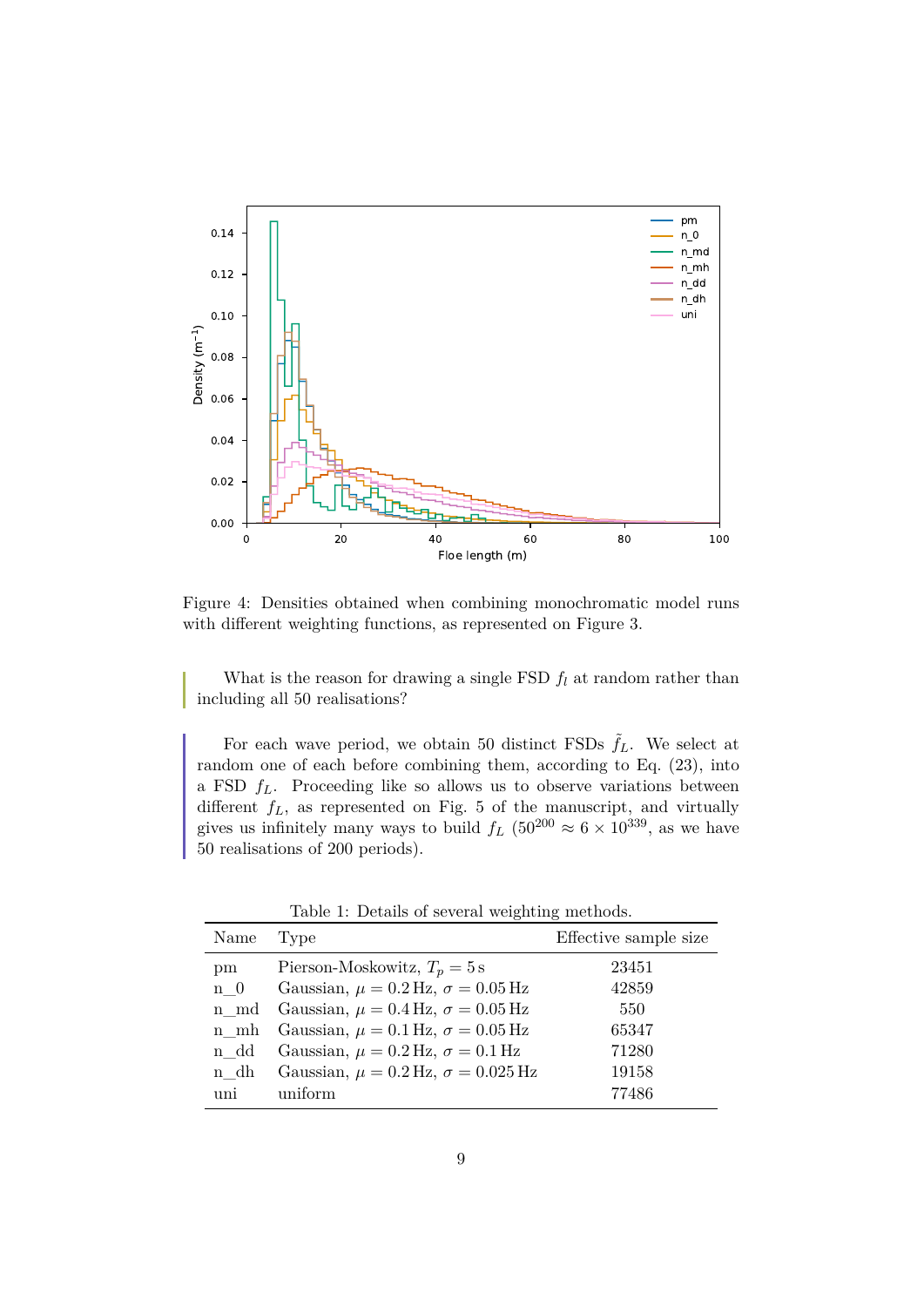Figure 4: Densities obtained when combining monochromatic model runs with different weighting functions, as represented on Figure 3.

> What is the reason for drawing a single FSD $f_l$ at random rather than including all 50 realisations?

> For each wave period, we obtain 50 distinct FSDs $\tilde{f}_L$. We select at random one of each before combining them, according to Eq. (23), into a FSD $f_L$. Proceeding like so allows us to observe variations between different $f_L$, as represented on Fig. 5 of the manuscript, and virtually gives us infinitely many ways to build $f_L$ ($50^{200} \approx 6 \times 10^{339}$, as we have 50 realisations of 200 periods).

Table 1: Details of several weighting methods.

| Name | Type | Effective sample size |
|---|---|---|
| pm | Pierson-Moskowitz, $T_p = 5\,\mathrm{s}$ | 23451 |
| n_0 | Gaussian, $\mu = 0.2\,\mathrm{Hz}$, $\sigma = 0.05\,\mathrm{Hz}$ | 42859 |
| n_md | Gaussian, $\mu = 0.4\,\mathrm{Hz}$, $\sigma = 0.05\,\mathrm{Hz}$ | 550 |
| n_mh | Gaussian, $\mu = 0.1\,\mathrm{Hz}$, $\sigma = 0.05\,\mathrm{Hz}$ | 65347 |
| n_dd | Gaussian, $\mu = 0.2\,\mathrm{Hz}$, $\sigma = 0.1\,\mathrm{Hz}$ | 71280 |
| n_dh | Gaussian, $\mu = 0.2\,\mathrm{Hz}$, $\sigma = 0.025\,\mathrm{Hz}$ | 19158 |
| uni | uniform | 77486 |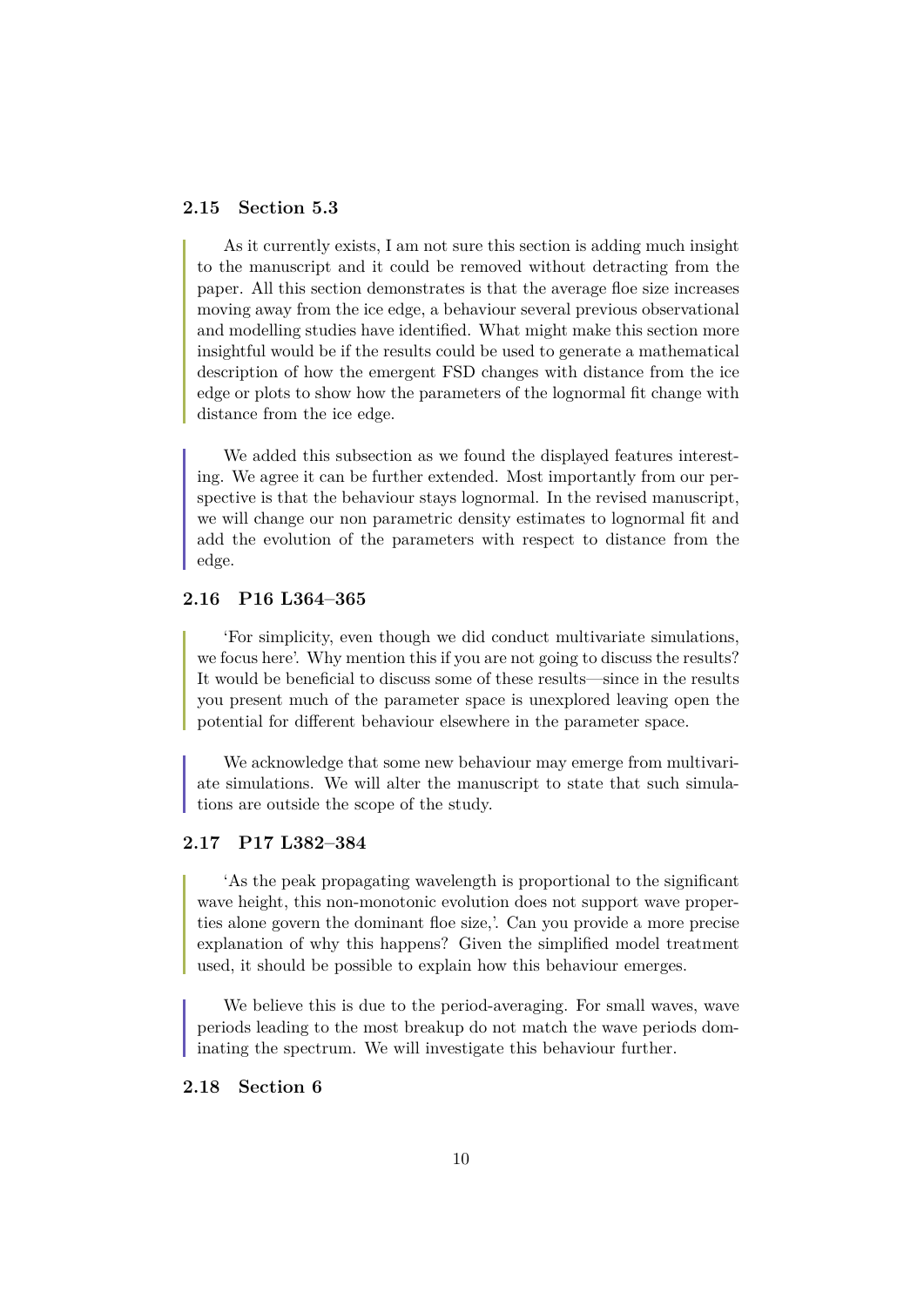### 2.15 Section 5.3

As it currently exists, I am not sure this section is adding much insight to the manuscript and it could be removed without detracting from the paper. All this section demonstrates is that the average floe size increases moving away from the ice edge, a behaviour several previous observational and modelling studies have identified. What might make this section more insightful would be if the results could be used to generate a mathematical description of how the emergent FSD changes with distance from the ice edge or plots to show how the parameters of the lognormal fit change with distance from the ice edge.

We added this subsection as we found the displayed features interesting. We agree it can be further extended. Most importantly from our perspective is that the behaviour stays lognormal. In the revised manuscript, we will change our non parametric density estimates to lognormal fit and add the evolution of the parameters with respect to distance from the edge.

### 2.16 P16 L364–365

'For simplicity, even though we did conduct multivariate simulations, we focus here'. Why mention this if you are not going to discuss the results? It would be beneficial to discuss some of these results—since in the results you present much of the parameter space is unexplored leaving open the potential for different behaviour elsewhere in the parameter space.

We acknowledge that some new behaviour may emerge from multivariate simulations. We will alter the manuscript to state that such simulations are outside the scope of the study.

### 2.17 P17 L382–384

'As the peak propagating wavelength is proportional to the significant wave height, this non-monotonic evolution does not support wave properties alone govern the dominant floe size,'. Can you provide a more precise explanation of why this happens? Given the simplified model treatment used, it should be possible to explain how this behaviour emerges.

We believe this is due to the period-averaging. For small waves, wave periods leading to the most breakup do not match the wave periods dominating the spectrum. We will investigate this behaviour further.

### 2.18 Section 6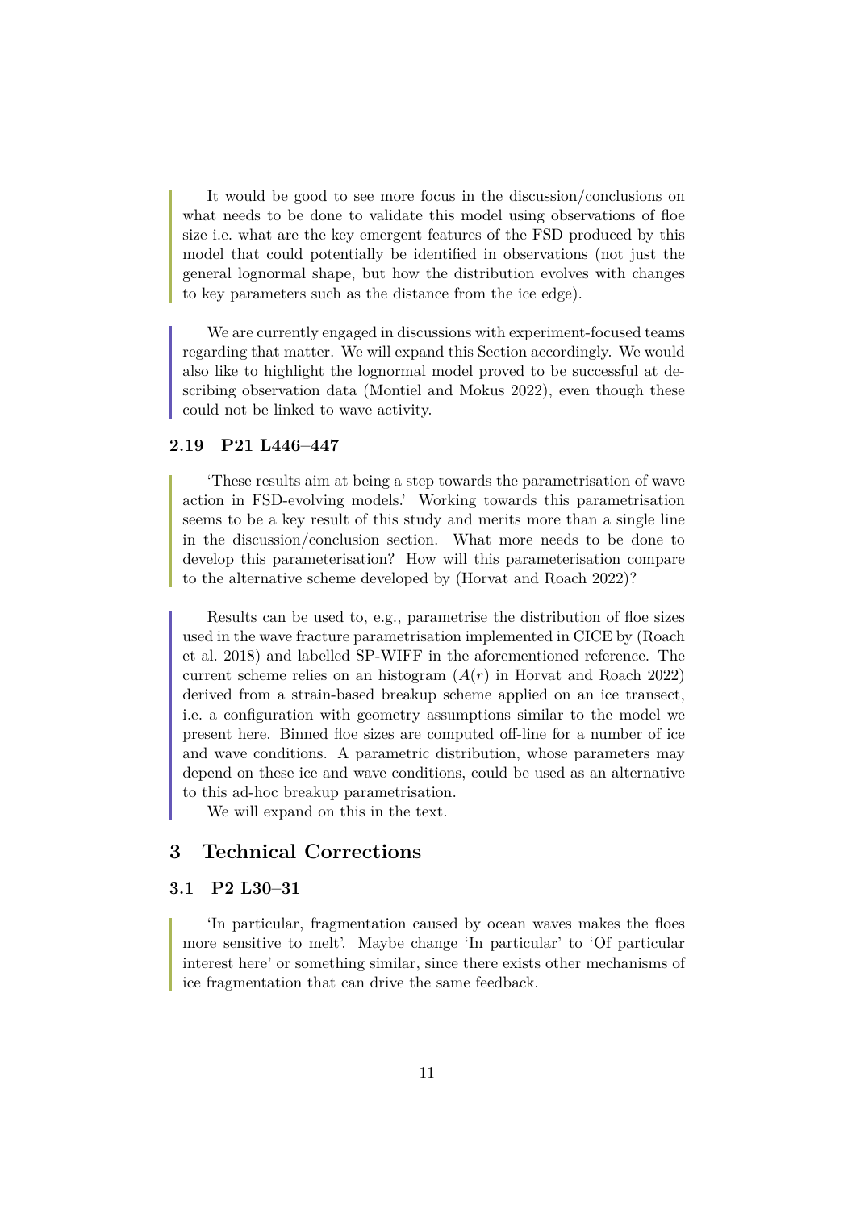It would be good to see more focus in the discussion/conclusions on what needs to be done to validate this model using observations of floe size i.e. what are the key emergent features of the FSD produced by this model that could potentially be identified in observations (not just the general lognormal shape, but how the distribution evolves with changes to key parameters such as the distance from the ice edge).

We are currently engaged in discussions with experiment-focused teams regarding that matter. We will expand this Section accordingly. We would also like to highlight the lognormal model proved to be successful at describing observation data (Montiel and Mokus 2022), even though these could not be linked to wave activity.

### 2.19 P21 L446–447

'These results aim at being a step towards the parametrisation of wave action in FSD-evolving models.' Working towards this parametrisation seems to be a key result of this study and merits more than a single line in the discussion/conclusion section. What more needs to be done to develop this parameterisation? How will this parameterisation compare to the alternative scheme developed by (Horvat and Roach 2022)?

Results can be used to, e.g., parametrise the distribution of floe sizes used in the wave fracture parametrisation implemented in CICE by (Roach et al. 2018) and labelled SP-WIFF in the aforementioned reference. The current scheme relies on an histogram ($A(r)$ in Horvat and Roach 2022) derived from a strain-based breakup scheme applied on an ice transect, i.e. a configuration with geometry assumptions similar to the model we present here. Binned floe sizes are computed off-line for a number of ice and wave conditions. A parametric distribution, whose parameters may depend on these ice and wave conditions, could be used as an alternative to this ad-hoc breakup parametrisation.

We will expand on this in the text.

## 3 Technical Corrections

### 3.1 P2 L30–31

'In particular, fragmentation caused by ocean waves makes the floes more sensitive to melt'. Maybe change 'In particular' to 'Of particular interest here' or something similar, since there exists other mechanisms of ice fragmentation that can drive the same feedback.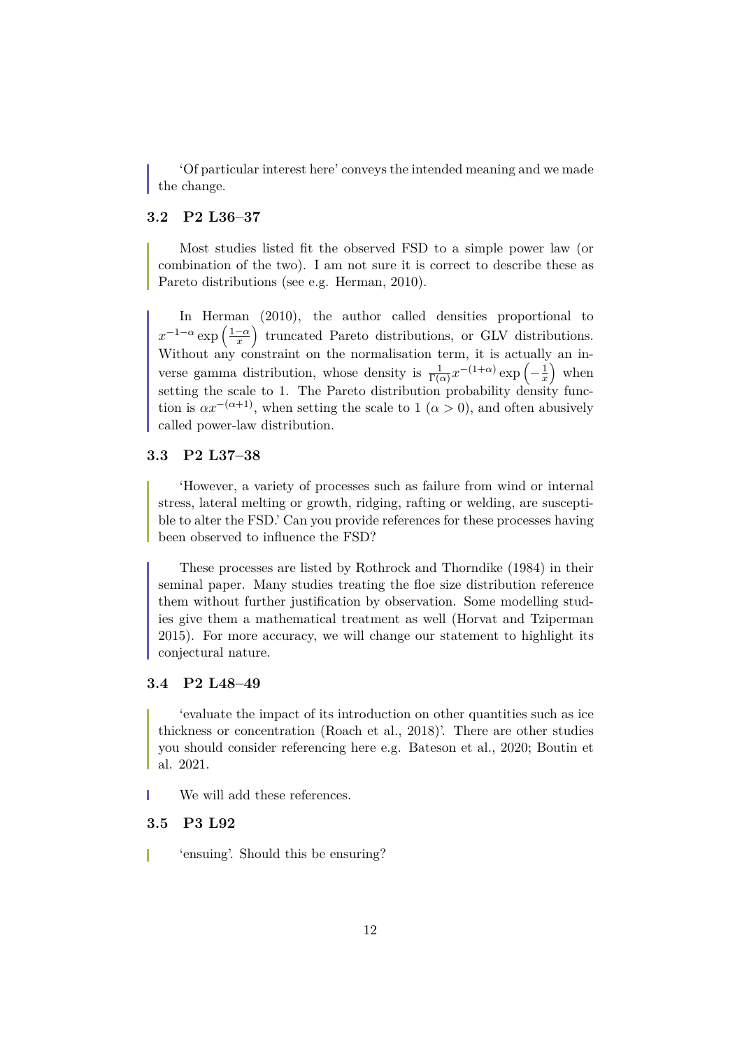'Of particular interest here' conveys the intended meaning and we made the change.

### 3.2 P2 L36–37

Most studies listed fit the observed FSD to a simple power law (or combination of the two). I am not sure it is correct to describe these as Pareto distributions (see e.g. Herman, 2010).

In Herman (2010), the author called densities proportional to $x^{-1-\alpha} \exp\left(\frac{1-\alpha}{x}\right)$ truncated Pareto distributions, or GLV distributions. Without any constraint on the normalisation term, it is actually an inverse gamma distribution, whose density is $\frac{1}{\Gamma(\alpha)} x^{-(1+\alpha)} \exp\left(-\frac{1}{x}\right)$ when setting the scale to 1. The Pareto distribution probability density function is $\alpha x^{-(\alpha+1)}$, when setting the scale to 1 ($\alpha > 0$), and often abusively called power-law distribution.

### 3.3 P2 L37–38

'However, a variety of processes such as failure from wind or internal stress, lateral melting or growth, ridging, rafting or welding, are susceptible to alter the FSD.' Can you provide references for these processes having been observed to influence the FSD?

These processes are listed by Rothrock and Thorndike (1984) in their seminal paper. Many studies treating the floe size distribution reference them without further justification by observation. Some modelling studies give them a mathematical treatment as well (Horvat and Tziperman 2015). For more accuracy, we will change our statement to highlight its conjectural nature.

### 3.4 P2 L48–49

'evaluate the impact of its introduction on other quantities such as ice thickness or concentration (Roach et al., 2018)'. There are other studies you should consider referencing here e.g. Bateson et al., 2020; Boutin et al. 2021.

We will add these references.

### 3.5 P3 L92

'ensuing'. Should this be ensuring?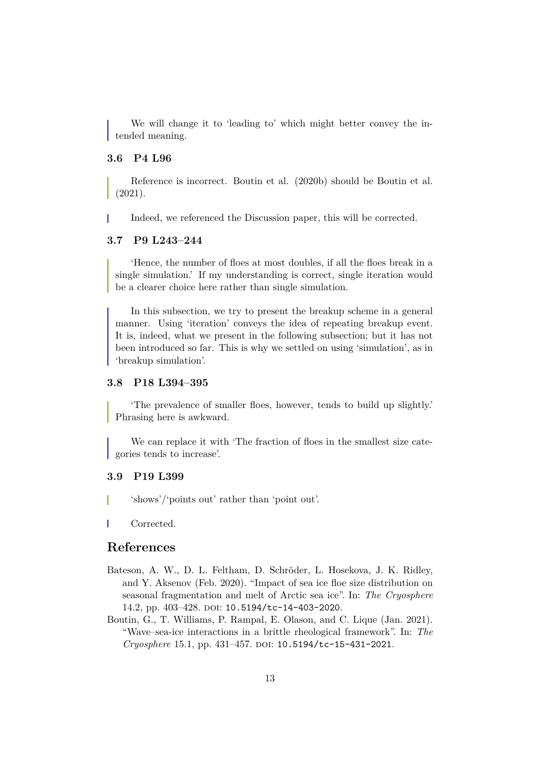We will change it to 'leading to' which might better convey the intended meaning.

### 3.6 P4 L96

> Reference is incorrect. Boutin et al. (2020b) should be Boutin et al. (2021).

Indeed, we referenced the Discussion paper, this will be corrected.

### 3.7 P9 L243–244

> 'Hence, the number of floes at most doubles, if all the floes break in a single simulation.' If my understanding is correct, single iteration would be a clearer choice here rather than single simulation.

In this subsection, we try to present the breakup scheme in a general manner. Using 'iteration' conveys the idea of repeating breakup event. It is, indeed, what we present in the following subsection; but it has not been introduced so far. This is why we settled on using 'simulation', as in 'breakup simulation'.

### 3.8 P18 L394–395

> 'The prevalence of smaller floes, however, tends to build up slightly.' Phrasing here is awkward.

We can replace it with 'The fraction of floes in the smallest size categories tends to increase'.

### 3.9 P19 L399

> 'shows'/'points out' rather than 'point out'.

Corrected.

## References

Bateson, A. W., D. L. Feltham, D. Schröder, L. Hosekova, J. K. Ridley, and Y. Aksenov (Feb. 2020). "Impact of sea ice floe size distribution on seasonal fragmentation and melt of Arctic sea ice". In: *The Cryosphere* 14.2, pp. 403–428. DOI: 10.5194/tc-14-403-2020.

Boutin, G., T. Williams, P. Rampal, E. Olason, and C. Lique (Jan. 2021). "Wave–sea-ice interactions in a brittle rheological framework". In: *The Cryosphere* 15.1, pp. 431–457. DOI: 10.5194/tc-15-431-2021.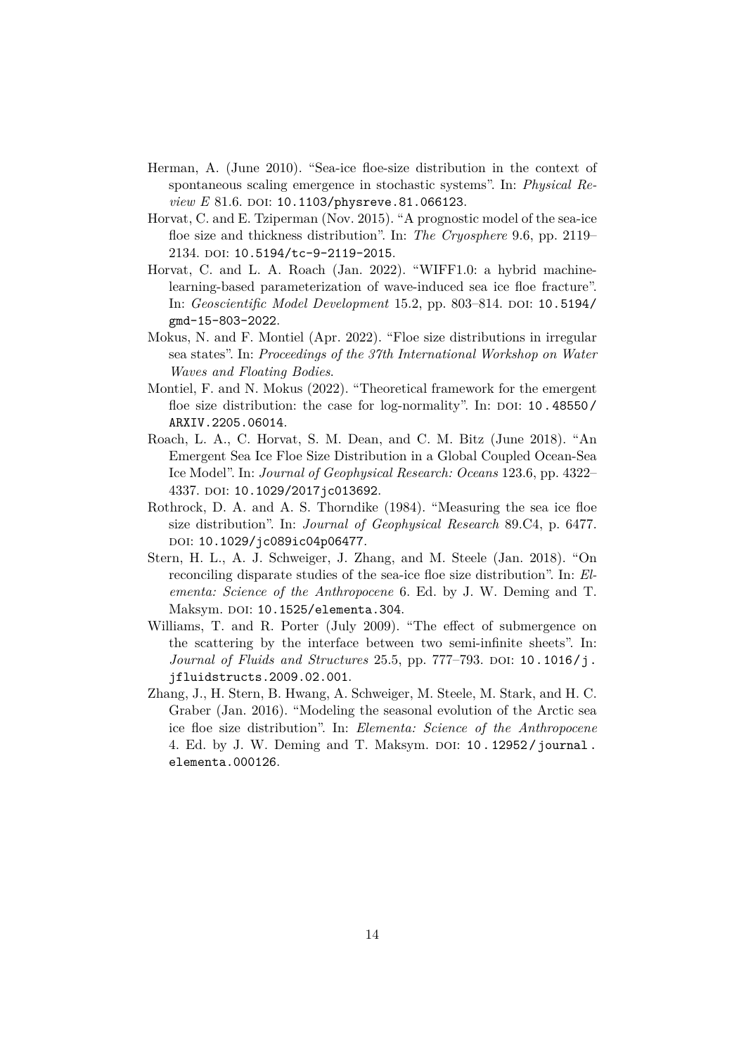Herman, A. (June 2010). "Sea-ice floe-size distribution in the context of spontaneous scaling emergence in stochastic systems". In: *Physical Review E* 81.6. DOI: 10.1103/physreve.81.066123.

Horvat, C. and E. Tziperman (Nov. 2015). "A prognostic model of the sea-ice floe size and thickness distribution". In: *The Cryosphere* 9.6, pp. 2119–2134. DOI: 10.5194/tc-9-2119-2015.

Horvat, C. and L. A. Roach (Jan. 2022). "WIFF1.0: a hybrid machine-learning-based parameterization of wave-induced sea ice floe fracture". In: *Geoscientific Model Development* 15.2, pp. 803–814. DOI: 10.5194/gmd-15-803-2022.

Mokus, N. and F. Montiel (Apr. 2022). "Floe size distributions in irregular sea states". In: *Proceedings of the 37th International Workshop on Water Waves and Floating Bodies*.

Montiel, F. and N. Mokus (2022). "Theoretical framework for the emergent floe size distribution: the case for log-normality". In: DOI: 10.48550/ARXIV.2205.06014.

Roach, L. A., C. Horvat, S. M. Dean, and C. M. Bitz (June 2018). "An Emergent Sea Ice Floe Size Distribution in a Global Coupled Ocean-Sea Ice Model". In: *Journal of Geophysical Research: Oceans* 123.6, pp. 4322–4337. DOI: 10.1029/2017jc013692.

Rothrock, D. A. and A. S. Thorndike (1984). "Measuring the sea ice floe size distribution". In: *Journal of Geophysical Research* 89.C4, p. 6477. DOI: 10.1029/jc089ic04p06477.

Stern, H. L., A. J. Schweiger, J. Zhang, and M. Steele (Jan. 2018). "On reconciling disparate studies of the sea-ice floe size distribution". In: *Elementa: Science of the Anthropocene* 6. Ed. by J. W. Deming and T. Maksym. DOI: 10.1525/elementa.304.

Williams, T. and R. Porter (July 2009). "The effect of submergence on the scattering by the interface between two semi-infinite sheets". In: *Journal of Fluids and Structures* 25.5, pp. 777–793. DOI: 10.1016/j.jfluidstructs.2009.02.001.

Zhang, J., H. Stern, B. Hwang, A. Schweiger, M. Steele, M. Stark, and H. C. Graber (Jan. 2016). "Modeling the seasonal evolution of the Arctic sea ice floe size distribution". In: *Elementa: Science of the Anthropocene* 4. Ed. by J. W. Deming and T. Maksym. DOI: 10.12952/journal.elementa.000126.